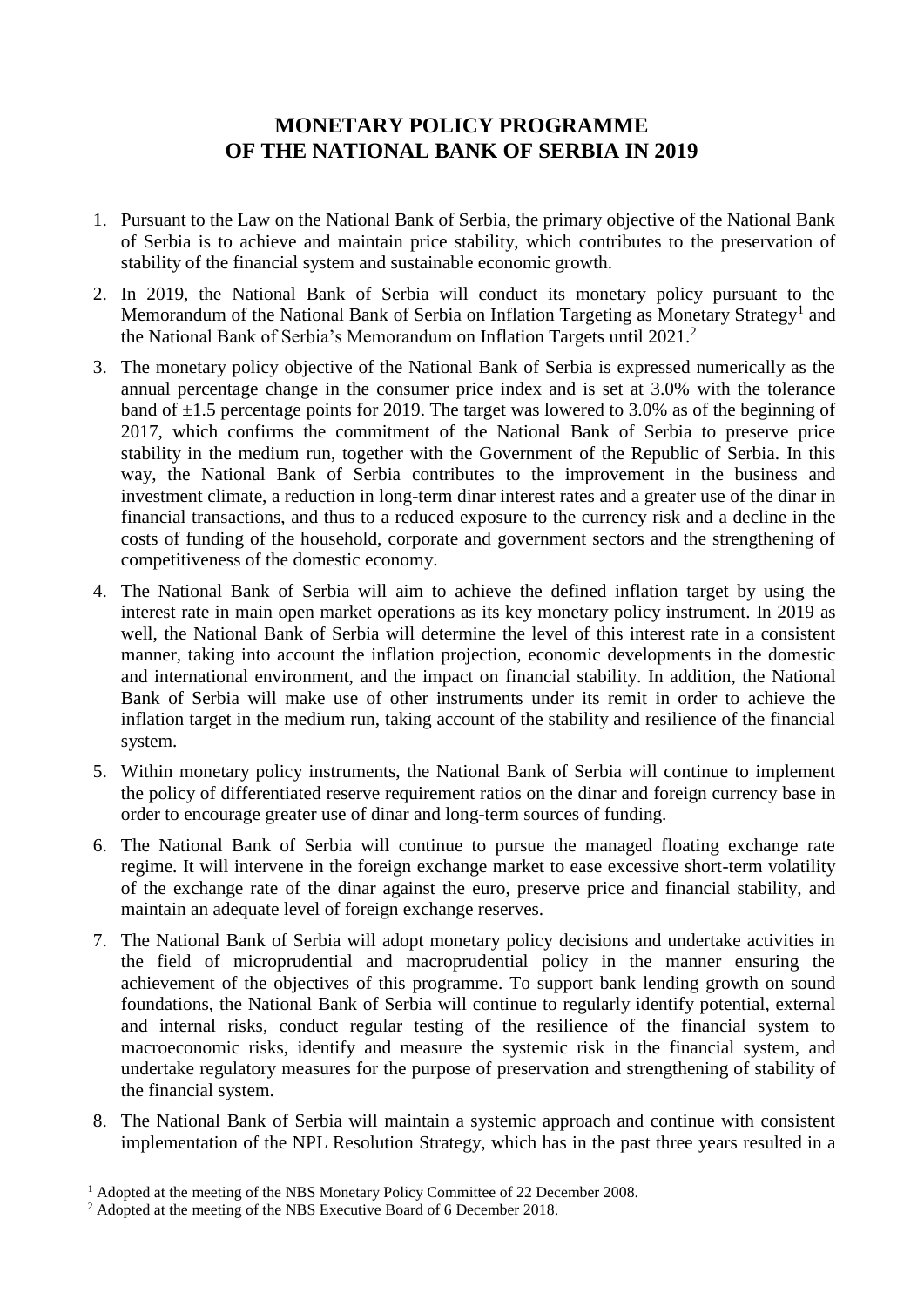# MONETARY POLICY PROGRAMME OF THE NATIONAL BANK OF SERBIA IN 2019

1. Pursuant to the Law on the National Bank of Serbia, the primary objective of the National Bank of Serbia is to achieve and maintain price stability, which contributes to the preservation of stability of the financial system and sustainable economic growth.

2. In 2019, the National Bank of Serbia will conduct its monetary policy pursuant to the Memorandum of the National Bank of Serbia on Inflation Targeting as Monetary Strategy[1] and the National Bank of Serbia's Memorandum on Inflation Targets until 2021.[2]

3. The monetary policy objective of the National Bank of Serbia is expressed numerically as the annual percentage change in the consumer price index and is set at 3.0% with the tolerance band of ±1.5 percentage points for 2019. The target was lowered to 3.0% as of the beginning of 2017, which confirms the commitment of the National Bank of Serbia to preserve price stability in the medium run, together with the Government of the Republic of Serbia. In this way, the National Bank of Serbia contributes to the improvement in the business and investment climate, a reduction in long-term dinar interest rates and a greater use of the dinar in financial transactions, and thus to a reduced exposure to the currency risk and a decline in the costs of funding of the household, corporate and government sectors and the strengthening of competitiveness of the domestic economy.

4. The National Bank of Serbia will aim to achieve the defined inflation target by using the interest rate in main open market operations as its key monetary policy instrument. In 2019 as well, the National Bank of Serbia will determine the level of this interest rate in a consistent manner, taking into account the inflation projection, economic developments in the domestic and international environment, and the impact on financial stability. In addition, the National Bank of Serbia will make use of other instruments under its remit in order to achieve the inflation target in the medium run, taking account of the stability and resilience of the financial system.

5. Within monetary policy instruments, the National Bank of Serbia will continue to implement the policy of differentiated reserve requirement ratios on the dinar and foreign currency base in order to encourage greater use of dinar and long-term sources of funding.

6. The National Bank of Serbia will continue to pursue the managed floating exchange rate regime. It will intervene in the foreign exchange market to ease excessive short-term volatility of the exchange rate of the dinar against the euro, preserve price and financial stability, and maintain an adequate level of foreign exchange reserves.

7. The National Bank of Serbia will adopt monetary policy decisions and undertake activities in the field of microprudential and macroprudential policy in the manner ensuring the achievement of the objectives of this programme. To support bank lending growth on sound foundations, the National Bank of Serbia will continue to regularly identify potential, external and internal risks, conduct regular testing of the resilience of the financial system to macroeconomic risks, identify and measure the systemic risk in the financial system, and undertake regulatory measures for the purpose of preservation and strengthening of stability of the financial system.

8. The National Bank of Serbia will maintain a systemic approach and continue with consistent implementation of the NPL Resolution Strategy, which has in the past three years resulted in a

[1] Adopted at the meeting of the NBS Monetary Policy Committee of 22 December 2008.

[2] Adopted at the meeting of the NBS Executive Board of 6 December 2018.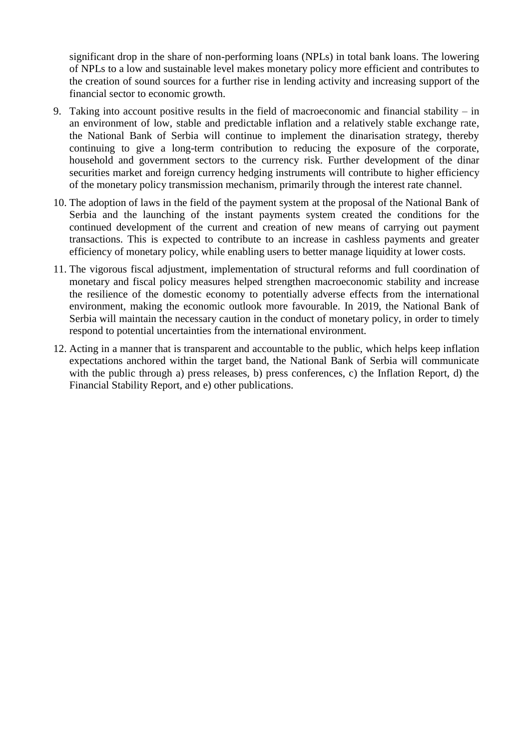significant drop in the share of non-performing loans (NPLs) in total bank loans. The lowering of NPLs to a low and sustainable level makes monetary policy more efficient and contributes to the creation of sound sources for a further rise in lending activity and increasing support of the financial sector to economic growth.

9. Taking into account positive results in the field of macroeconomic and financial stability – in an environment of low, stable and predictable inflation and a relatively stable exchange rate, the National Bank of Serbia will continue to implement the dinarisation strategy, thereby continuing to give a long-term contribution to reducing the exposure of the corporate, household and government sectors to the currency risk. Further development of the dinar securities market and foreign currency hedging instruments will contribute to higher efficiency of the monetary policy transmission mechanism, primarily through the interest rate channel.
10. The adoption of laws in the field of the payment system at the proposal of the National Bank of Serbia and the launching of the instant payments system created the conditions for the continued development of the current and creation of new means of carrying out payment transactions. This is expected to contribute to an increase in cashless payments and greater efficiency of monetary policy, while enabling users to better manage liquidity at lower costs.
11. The vigorous fiscal adjustment, implementation of structural reforms and full coordination of monetary and fiscal policy measures helped strengthen macroeconomic stability and increase the resilience of the domestic economy to potentially adverse effects from the international environment, making the economic outlook more favourable. In 2019, the National Bank of Serbia will maintain the necessary caution in the conduct of monetary policy, in order to timely respond to potential uncertainties from the international environment.
12. Acting in a manner that is transparent and accountable to the public, which helps keep inflation expectations anchored within the target band, the National Bank of Serbia will communicate with the public through a) press releases, b) press conferences, c) the Inflation Report, d) the Financial Stability Report, and e) other publications.